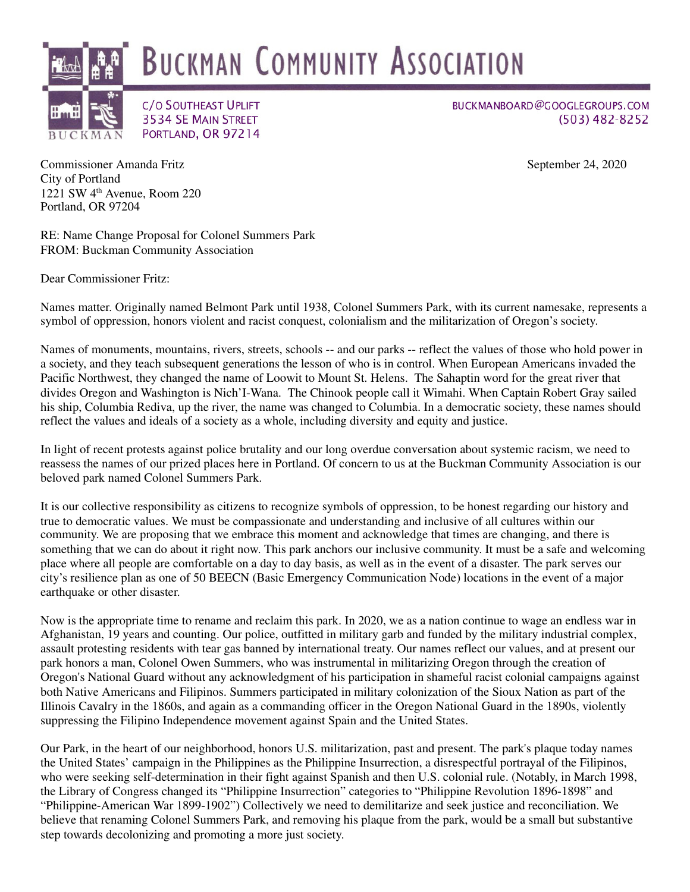# BUCKMAN COMMUNITY ASSOCIATION

C/O SOUTHEAST UPLIFT
3534 SE MAIN STREET
PORTLAND, OR 97214

BUCKMANBOARD@GOOGLEGROUPS.COM
(503) 482-8252

Commissioner Amanda Fritz
City of Portland
1221 SW 4th Avenue, Room 220
Portland, OR 97204

September 24, 2020

RE: Name Change Proposal for Colonel Summers Park
FROM: Buckman Community Association

Dear Commissioner Fritz:

Names matter. Originally named Belmont Park until 1938, Colonel Summers Park, with its current namesake, represents a symbol of oppression, honors violent and racist conquest, colonialism and the militarization of Oregon's society.

Names of monuments, mountains, rivers, streets, schools -- and our parks -- reflect the values of those who hold power in a society, and they teach subsequent generations the lesson of who is in control. When European Americans invaded the Pacific Northwest, they changed the name of Loowit to Mount St. Helens. The Sahaptin word for the great river that divides Oregon and Washington is Nich'I-Wana. The Chinook people call it Wimahi. When Captain Robert Gray sailed his ship, Columbia Rediva, up the river, the name was changed to Columbia. In a democratic society, these names should reflect the values and ideals of a society as a whole, including diversity and equity and justice.

In light of recent protests against police brutality and our long overdue conversation about systemic racism, we need to reassess the names of our prized places here in Portland. Of concern to us at the Buckman Community Association is our beloved park named Colonel Summers Park.

It is our collective responsibility as citizens to recognize symbols of oppression, to be honest regarding our history and true to democratic values. We must be compassionate and understanding and inclusive of all cultures within our community. We are proposing that we embrace this moment and acknowledge that times are changing, and there is something that we can do about it right now. This park anchors our inclusive community. It must be a safe and welcoming place where all people are comfortable on a day to day basis, as well as in the event of a disaster. The park serves our city's resilience plan as one of 50 BEECN (Basic Emergency Communication Node) locations in the event of a major earthquake or other disaster.

Now is the appropriate time to rename and reclaim this park. In 2020, we as a nation continue to wage an endless war in Afghanistan, 19 years and counting. Our police, outfitted in military garb and funded by the military industrial complex, assault protesting residents with tear gas banned by international treaty. Our names reflect our values, and at present our park honors a man, Colonel Owen Summers, who was instrumental in militarizing Oregon through the creation of Oregon's National Guard without any acknowledgment of his participation in shameful racist colonial campaigns against both Native Americans and Filipinos. Summers participated in military colonization of the Sioux Nation as part of the Illinois Cavalry in the 1860s, and again as a commanding officer in the Oregon National Guard in the 1890s, violently suppressing the Filipino Independence movement against Spain and the United States.

Our Park, in the heart of our neighborhood, honors U.S. militarization, past and present. The park's plaque today names the United States' campaign in the Philippines as the Philippine Insurrection, a disrespectful portrayal of the Filipinos, who were seeking self-determination in their fight against Spanish and then U.S. colonial rule. (Notably, in March 1998, the Library of Congress changed its "Philippine Insurrection" categories to "Philippine Revolution 1896-1898" and "Philippine-American War 1899-1902") Collectively we need to demilitarize and seek justice and reconciliation. We believe that renaming Colonel Summers Park, and removing his plaque from the park, would be a small but substantive step towards decolonizing and promoting a more just society.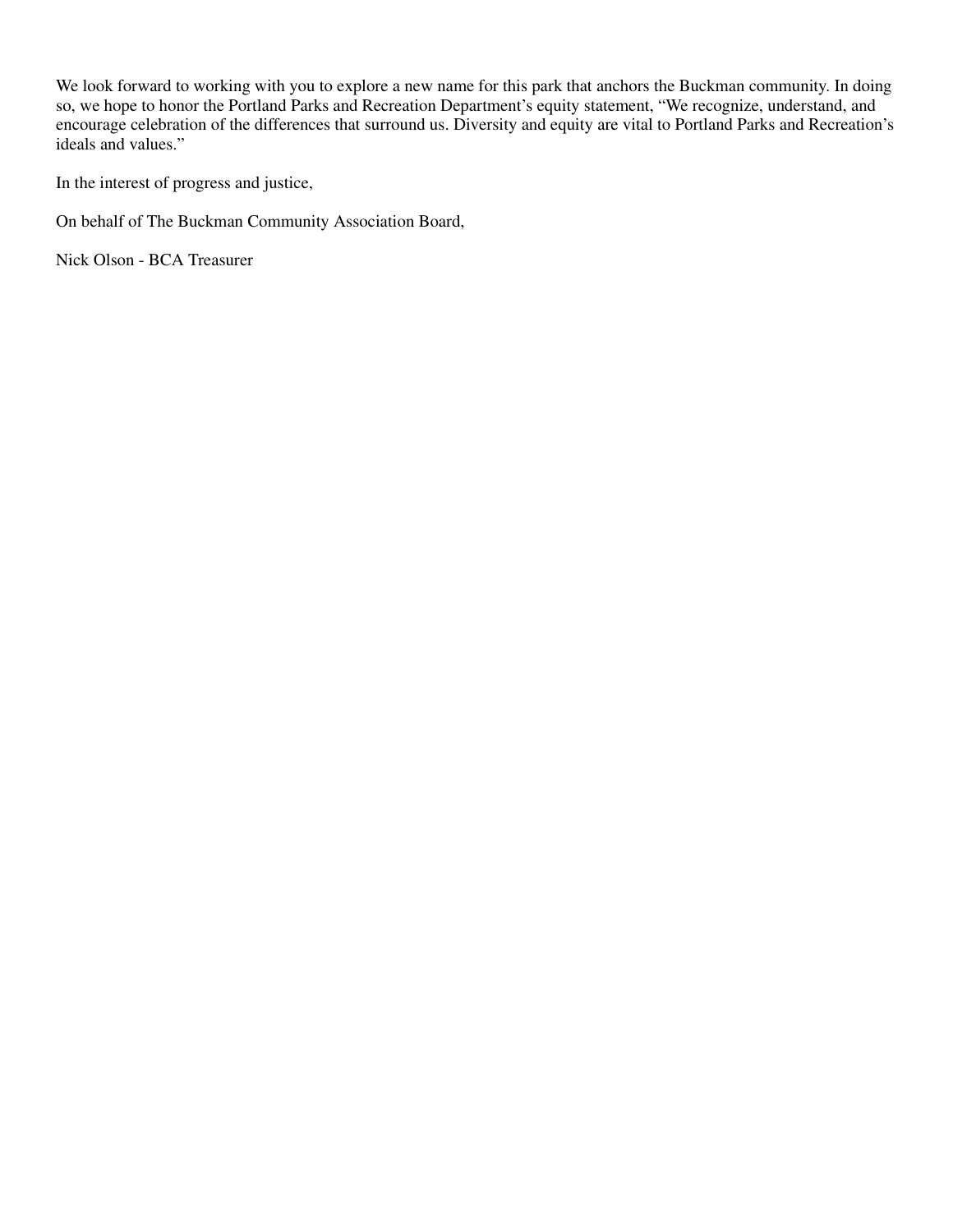We look forward to working with you to explore a new name for this park that anchors the Buckman community. In doing so, we hope to honor the Portland Parks and Recreation Department's equity statement, "We recognize, understand, and encourage celebration of the differences that surround us. Diversity and equity are vital to Portland Parks and Recreation's ideals and values."

In the interest of progress and justice,

On behalf of The Buckman Community Association Board,

Nick Olson - BCA Treasurer